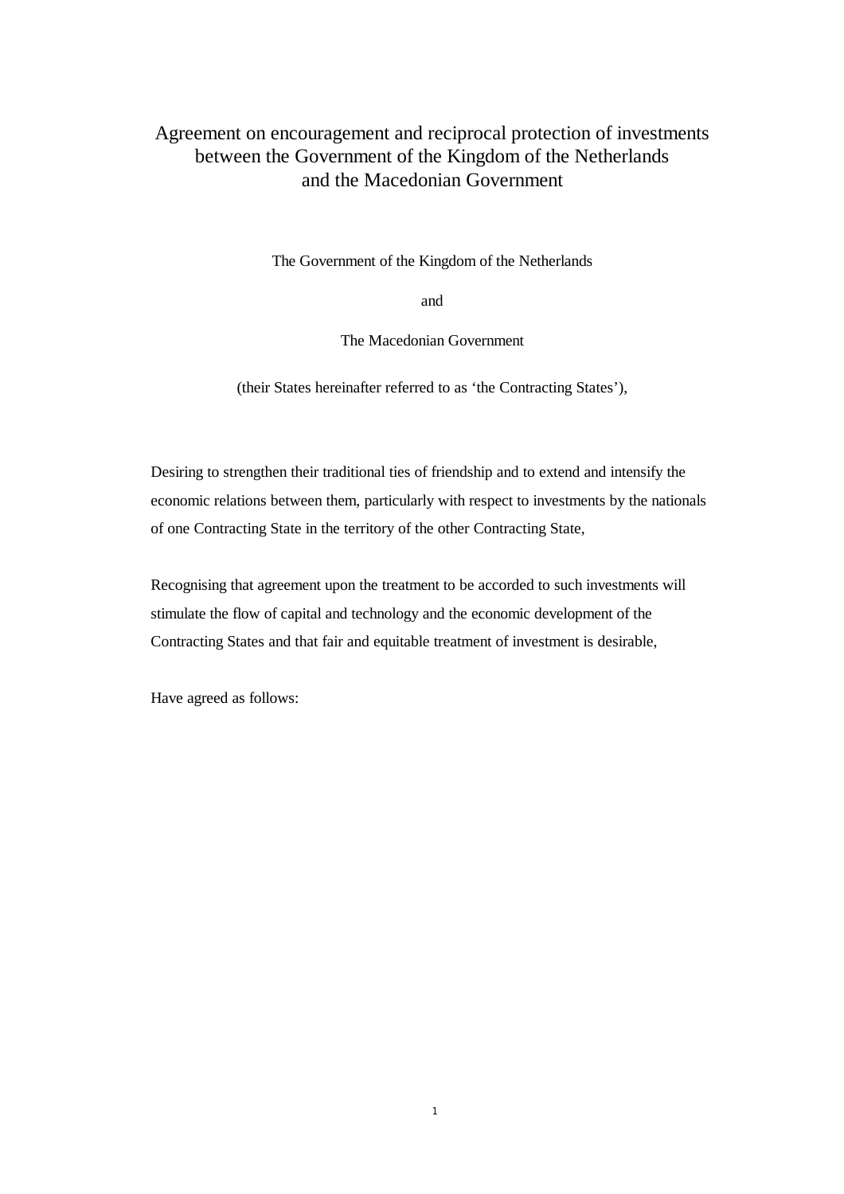# Agreement on encouragement and reciprocal protection of investments between the Government of the Kingdom of the Netherlands and the Macedonian Government

The Government of the Kingdom of the Netherlands

and

The Macedonian Government

(their States hereinafter referred to as 'the Contracting States'),

Desiring to strengthen their traditional ties of friendship and to extend and intensify the economic relations between them, particularly with respect to investments by the nationals of one Contracting State in the territory of the other Contracting State,

Recognising that agreement upon the treatment to be accorded to such investments will stimulate the flow of capital and technology and the economic development of the Contracting States and that fair and equitable treatment of investment is desirable,

Have agreed as follows: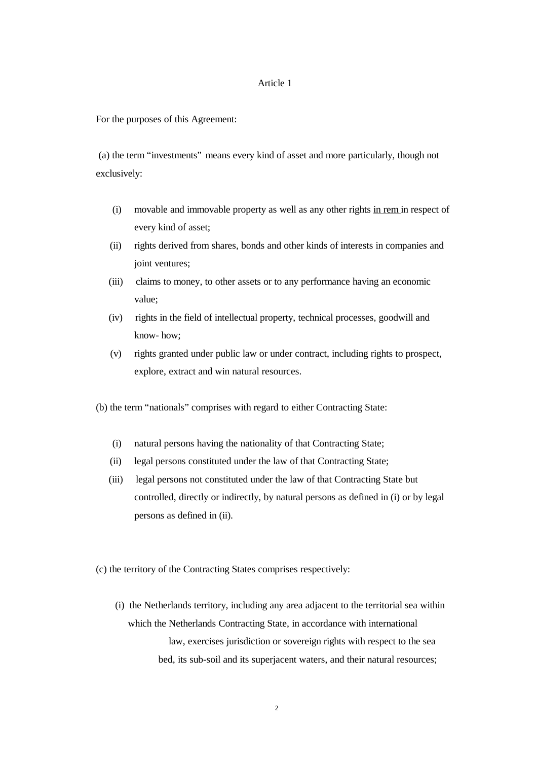Article 1

For the purposes of this Agreement:

(a) the term “investments” means every kind of asset and more particularly, though not exclusively:

- (i) movable and immovable property as well as any other rights in rem in respect of every kind of asset;
- (ii) rights derived from shares, bonds and other kinds of interests in companies and joint ventures;
- (iii) claims to money, to other assets or to any performance having an economic value;
- (iv) rights in the field of intellectual property, technical processes, goodwill and know- how;
- (v) rights granted under public law or under contract, including rights to prospect, explore, extract and win natural resources.

(b) the term “nationals” comprises with regard to either Contracting State:

- (i) natural persons having the nationality of that Contracting State;
- (ii) legal persons constituted under the law of that Contracting State;
- (iii) legal persons not constituted under the law of that Contracting State but controlled, directly or indirectly, by natural persons as defined in (i) or by legal persons as defined in (ii).

(c) the territory of the Contracting States comprises respectively:

- (i) the Netherlands territory, including any area adjacent to the territorial sea within which the Netherlands Contracting State, in accordance with international law, exercises jurisdiction or sovereign rights with respect to the sea bed, its sub-soil and its superjacent waters, and their natural resources;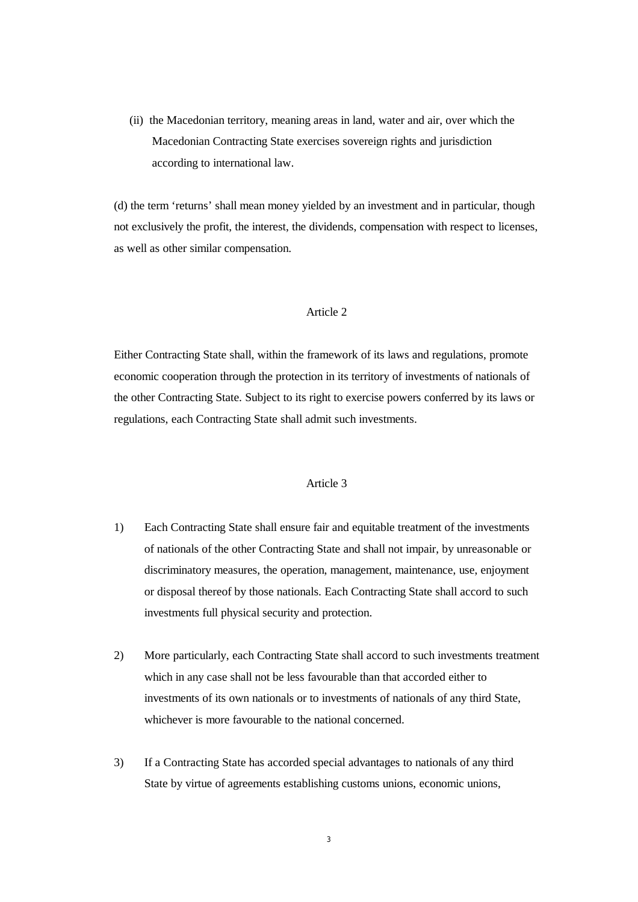(ii) the Macedonian territory, meaning areas in land, water and air, over which the Macedonian Contracting State exercises sovereign rights and jurisdiction according to international law.

(d) the term 'returns' shall mean money yielded by an investment and in particular, though not exclusively the profit, the interest, the dividends, compensation with respect to licenses, as well as other similar compensation.

Article 2

Either Contracting State shall, within the framework of its laws and regulations, promote economic cooperation through the protection in its territory of investments of nationals of the other Contracting State. Subject to its right to exercise powers conferred by its laws or regulations, each Contracting State shall admit such investments.

Article 3

1) Each Contracting State shall ensure fair and equitable treatment of the investments of nationals of the other Contracting State and shall not impair, by unreasonable or discriminatory measures, the operation, management, maintenance, use, enjoyment or disposal thereof by those nationals. Each Contracting State shall accord to such investments full physical security and protection.

2) More particularly, each Contracting State shall accord to such investments treatment which in any case shall not be less favourable than that accorded either to investments of its own nationals or to investments of nationals of any third State, whichever is more favourable to the national concerned.

3) If a Contracting State has accorded special advantages to nationals of any third State by virtue of agreements establishing customs unions, economic unions,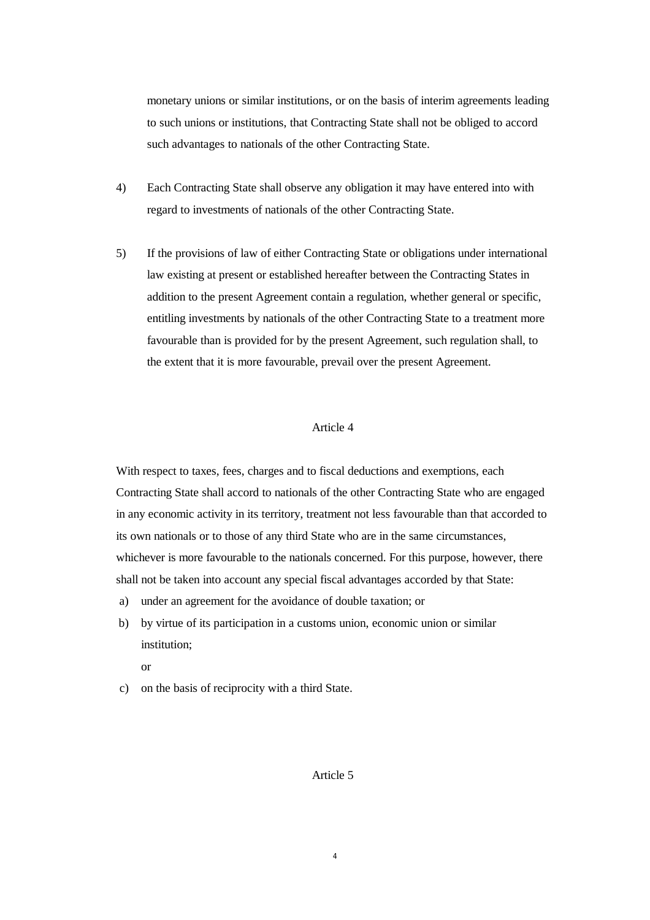monetary unions or similar institutions, or on the basis of interim agreements leading to such unions or institutions, that Contracting State shall not be obliged to accord such advantages to nationals of the other Contracting State.

4) Each Contracting State shall observe any obligation it may have entered into with regard to investments of nationals of the other Contracting State.

5) If the provisions of law of either Contracting State or obligations under international law existing at present or established hereafter between the Contracting States in addition to the present Agreement contain a regulation, whether general or specific, entitling investments by nationals of the other Contracting State to a treatment more favourable than is provided for by the present Agreement, such regulation shall, to the extent that it is more favourable, prevail over the present Agreement.

## Article 4

With respect to taxes, fees, charges and to fiscal deductions and exemptions, each Contracting State shall accord to nationals of the other Contracting State who are engaged in any economic activity in its territory, treatment not less favourable than that accorded to its own nationals or to those of any third State who are in the same circumstances, whichever is more favourable to the nationals concerned. For this purpose, however, there shall not be taken into account any special fiscal advantages accorded by that State:

a) under an agreement for the avoidance of double taxation; or
b) by virtue of its participation in a customs union, economic union or similar institution;
 or
c) on the basis of reciprocity with a third State.

## Article 5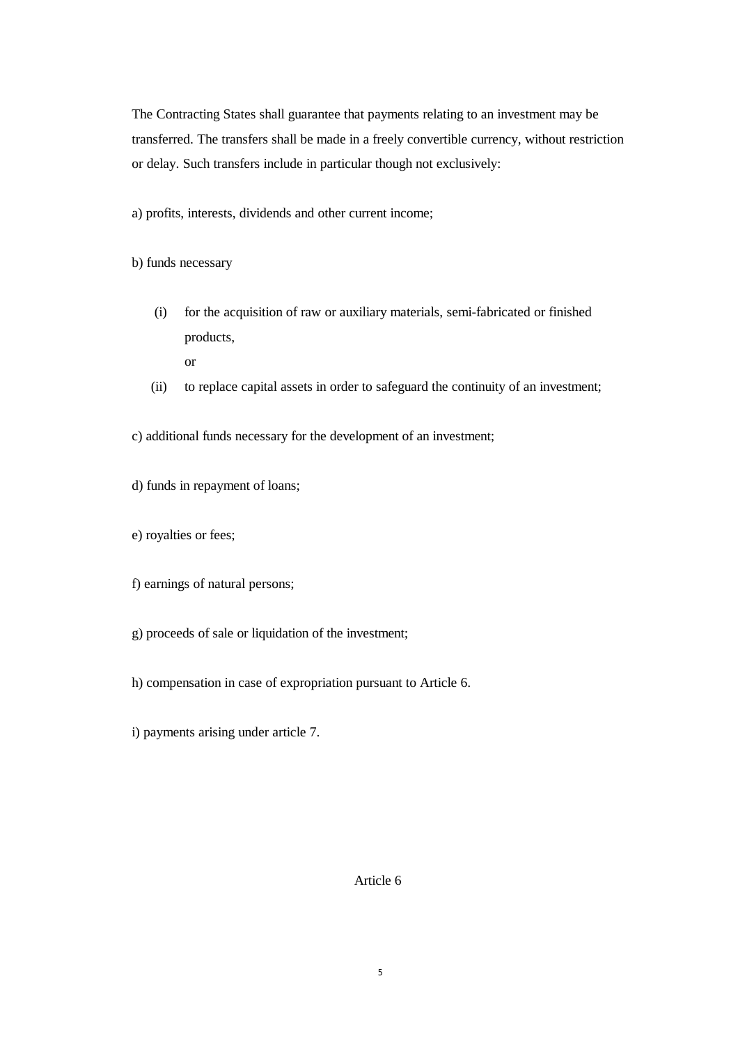The Contracting States shall guarantee that payments relating to an investment may be transferred. The transfers shall be made in a freely convertible currency, without restriction or delay. Such transfers include in particular though not exclusively:

a) profits, interests, dividends and other current income;

b) funds necessary

(i) for the acquisition of raw or auxiliary materials, semi-fabricated or finished products,

or

(ii) to replace capital assets in order to safeguard the continuity of an investment;

c) additional funds necessary for the development of an investment;

d) funds in repayment of loans;

e) royalties or fees;

f) earnings of natural persons;

g) proceeds of sale or liquidation of the investment;

h) compensation in case of expropriation pursuant to Article 6.

i) payments arising under article 7.

## Article 6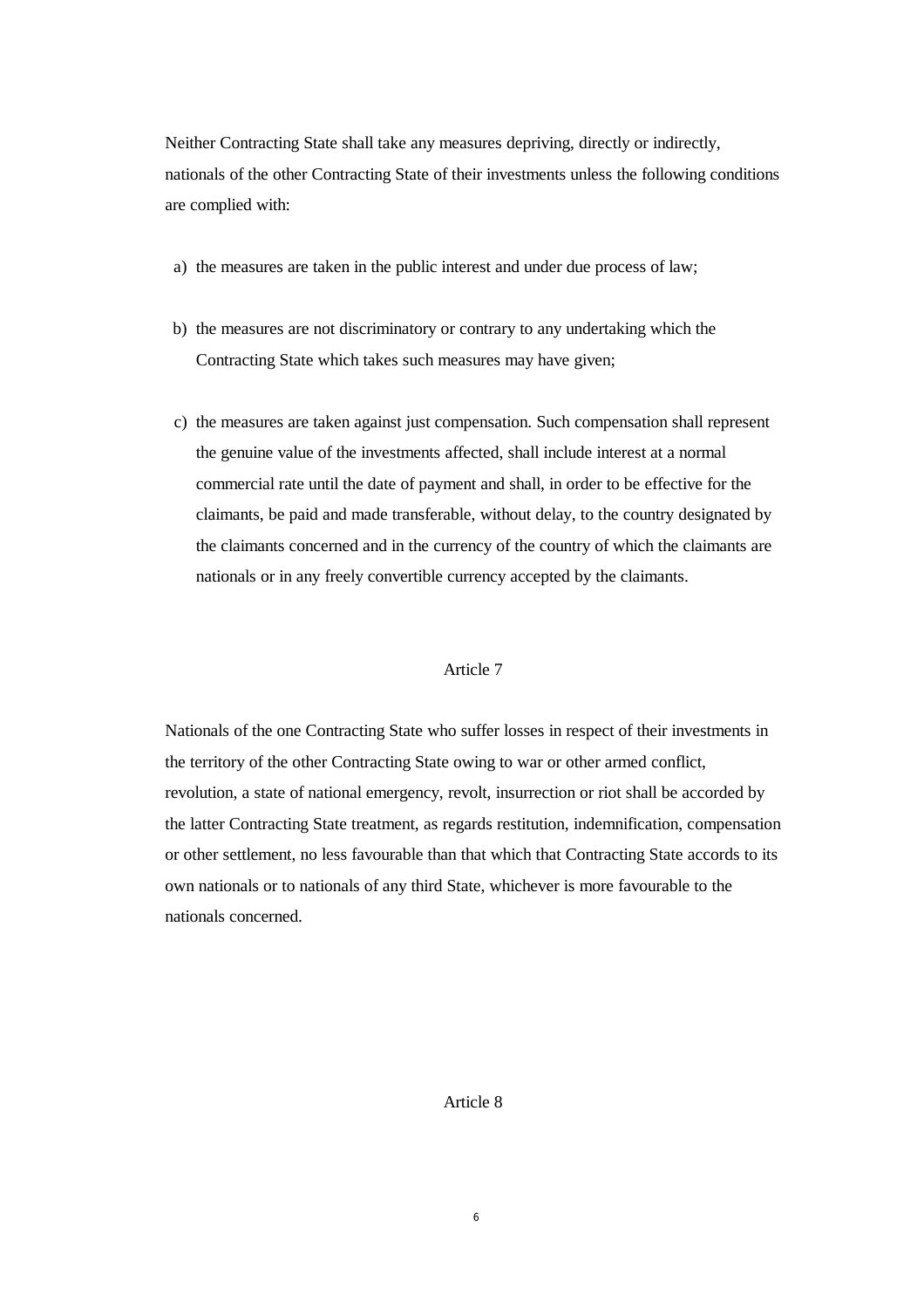Neither Contracting State shall take any measures depriving, directly or indirectly, nationals of the other Contracting State of their investments unless the following conditions are complied with:

a) the measures are taken in the public interest and under due process of law;

b) the measures are not discriminatory or contrary to any undertaking which the Contracting State which takes such measures may have given;

c) the measures are taken against just compensation. Such compensation shall represent the genuine value of the investments affected, shall include interest at a normal commercial rate until the date of payment and shall, in order to be effective for the claimants, be paid and made transferable, without delay, to the country designated by the claimants concerned and in the currency of the country of which the claimants are nationals or in any freely convertible currency accepted by the claimants.

## Article 7

Nationals of the one Contracting State who suffer losses in respect of their investments in the territory of the other Contracting State owing to war or other armed conflict, revolution, a state of national emergency, revolt, insurrection or riot shall be accorded by the latter Contracting State treatment, as regards restitution, indemnification, compensation or other settlement, no less favourable than that which that Contracting State accords to its own nationals or to nationals of any third State, whichever is more favourable to the nationals concerned.

## Article 8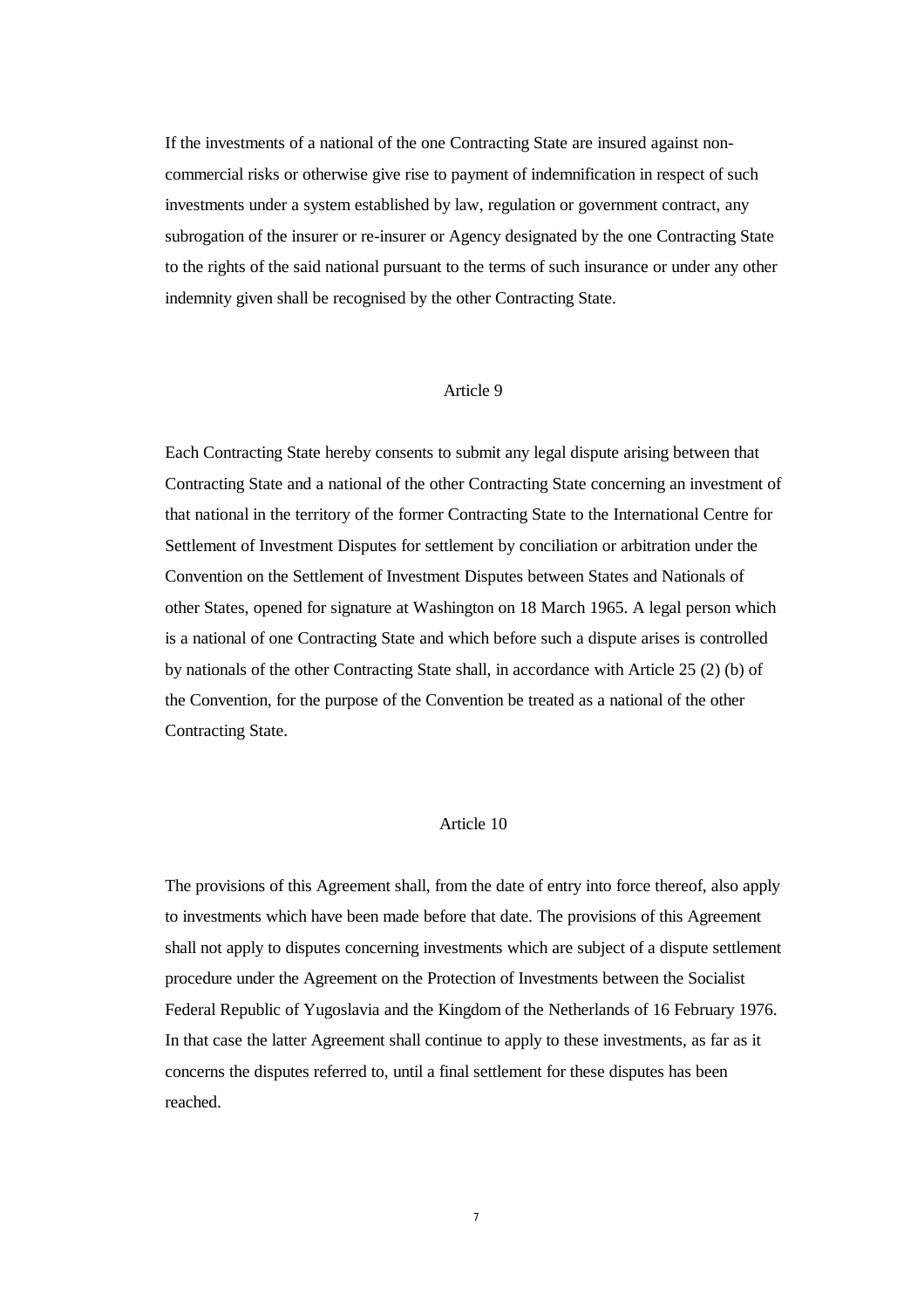If the investments of a national of the one Contracting State are insured against non-commercial risks or otherwise give rise to payment of indemnification in respect of such investments under a system established by law, regulation or government contract, any subrogation of the insurer or re-insurer or Agency designated by the one Contracting State to the rights of the said national pursuant to the terms of such insurance or under any other indemnity given shall be recognised by the other Contracting State.

Article 9

Each Contracting State hereby consents to submit any legal dispute arising between that Contracting State and a national of the other Contracting State concerning an investment of that national in the territory of the former Contracting State to the International Centre for Settlement of Investment Disputes for settlement by conciliation or arbitration under the Convention on the Settlement of Investment Disputes between States and Nationals of other States, opened for signature at Washington on 18 March 1965. A legal person which is a national of one Contracting State and which before such a dispute arises is controlled by nationals of the other Contracting State shall, in accordance with Article 25 (2) (b) of the Convention, for the purpose of the Convention be treated as a national of the other Contracting State.

Article 10

The provisions of this Agreement shall, from the date of entry into force thereof, also apply to investments which have been made before that date. The provisions of this Agreement shall not apply to disputes concerning investments which are subject of a dispute settlement procedure under the Agreement on the Protection of Investments between the Socialist Federal Republic of Yugoslavia and the Kingdom of the Netherlands of 16 February 1976. In that case the latter Agreement shall continue to apply to these investments, as far as it concerns the disputes referred to, until a final settlement for these disputes has been reached.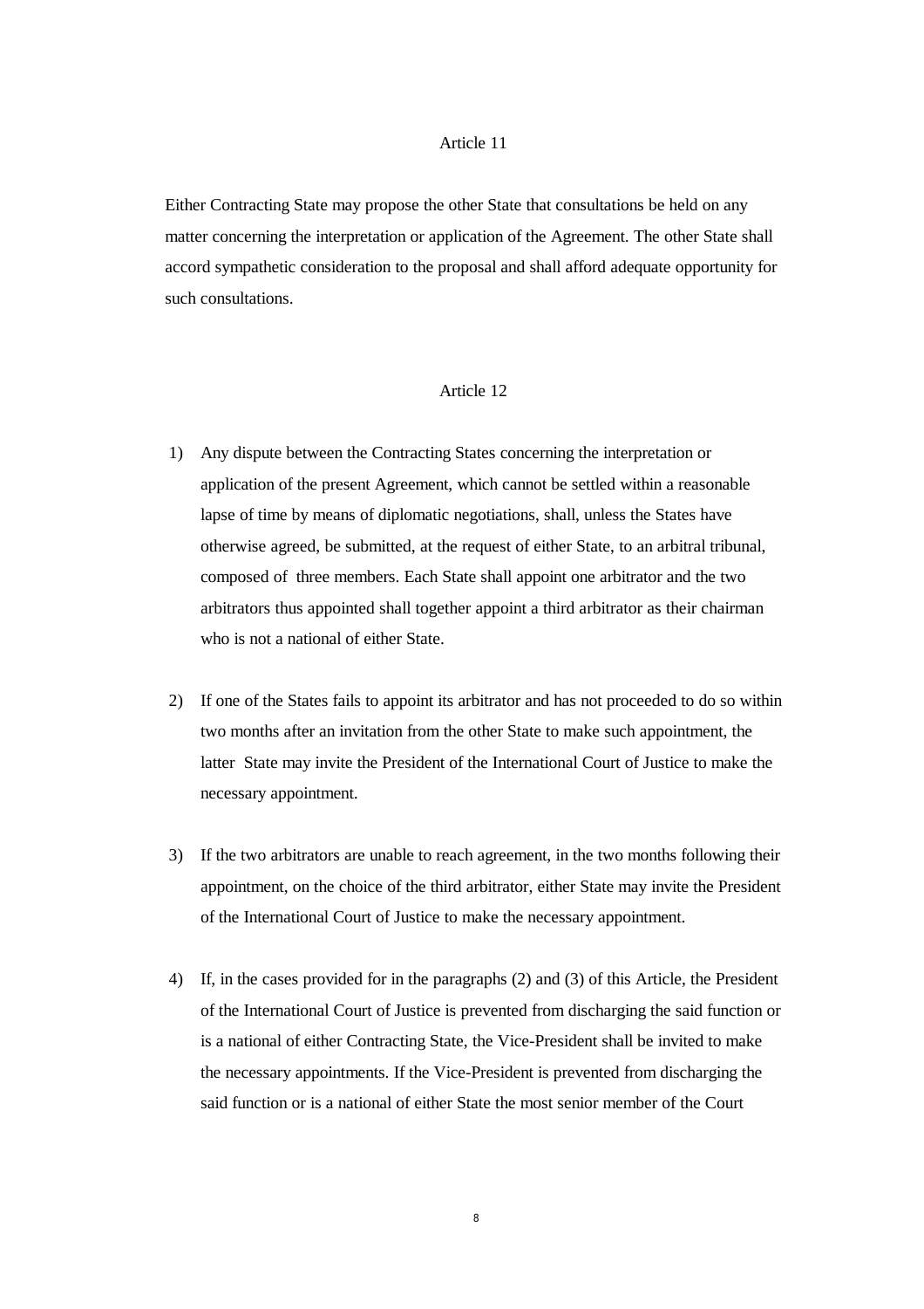## Article 11

Either Contracting State may propose the other State that consultations be held on any matter concerning the interpretation or application of the Agreement. The other State shall accord sympathetic consideration to the proposal and shall afford adequate opportunity for such consultations.

## Article 12

1) Any dispute between the Contracting States concerning the interpretation or application of the present Agreement, which cannot be settled within a reasonable lapse of time by means of diplomatic negotiations, shall, unless the States have otherwise agreed, be submitted, at the request of either State, to an arbitral tribunal, composed of three members. Each State shall appoint one arbitrator and the two arbitrators thus appointed shall together appoint a third arbitrator as their chairman who is not a national of either State.

2) If one of the States fails to appoint its arbitrator and has not proceeded to do so within two months after an invitation from the other State to make such appointment, the latter State may invite the President of the International Court of Justice to make the necessary appointment.

3) If the two arbitrators are unable to reach agreement, in the two months following their appointment, on the choice of the third arbitrator, either State may invite the President of the International Court of Justice to make the necessary appointment.

4) If, in the cases provided for in the paragraphs (2) and (3) of this Article, the President of the International Court of Justice is prevented from discharging the said function or is a national of either Contracting State, the Vice-President shall be invited to make the necessary appointments. If the Vice-President is prevented from discharging the said function or is a national of either State the most senior member of the Court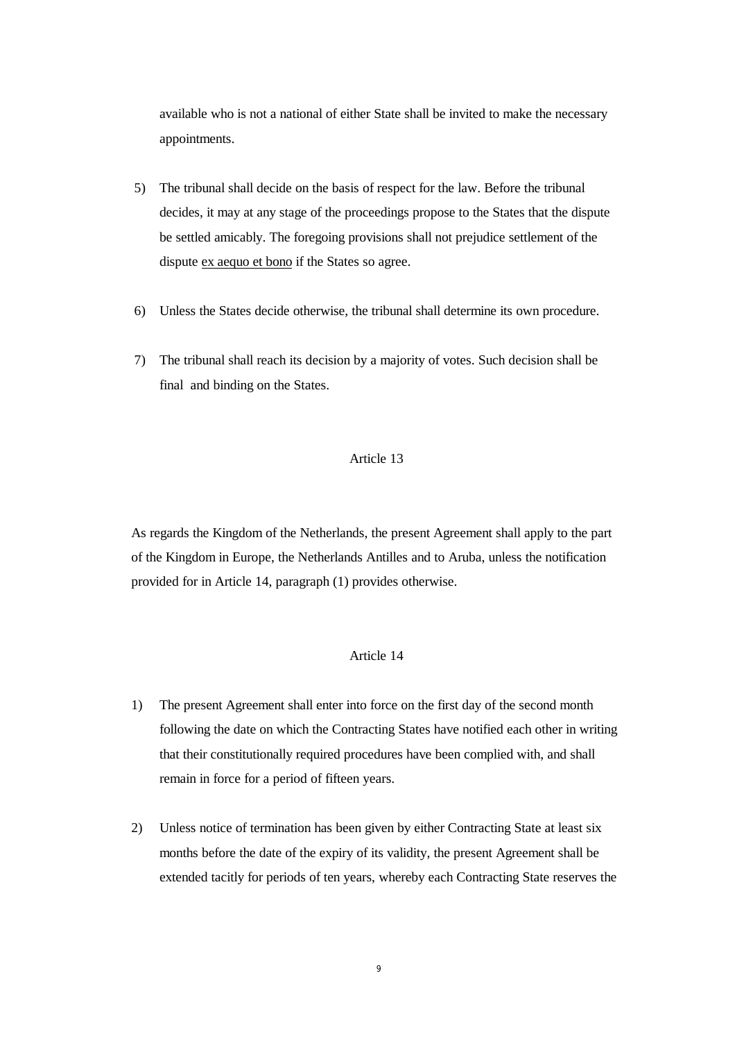available who is not a national of either State shall be invited to make the necessary appointments.

5) The tribunal shall decide on the basis of respect for the law. Before the tribunal decides, it may at any stage of the proceedings propose to the States that the dispute be settled amicably. The foregoing provisions shall not prejudice settlement of the dispute ex aequo et bono if the States so agree.

6) Unless the States decide otherwise, the tribunal shall determine its own procedure.

7) The tribunal shall reach its decision by a majority of votes. Such decision shall be final and binding on the States.

Article 13

As regards the Kingdom of the Netherlands, the present Agreement shall apply to the part of the Kingdom in Europe, the Netherlands Antilles and to Aruba, unless the notification provided for in Article 14, paragraph (1) provides otherwise.

Article 14

1) The present Agreement shall enter into force on the first day of the second month following the date on which the Contracting States have notified each other in writing that their constitutionally required procedures have been complied with, and shall remain in force for a period of fifteen years.

2) Unless notice of termination has been given by either Contracting State at least six months before the date of the expiry of its validity, the present Agreement shall be extended tacitly for periods of ten years, whereby each Contracting State reserves the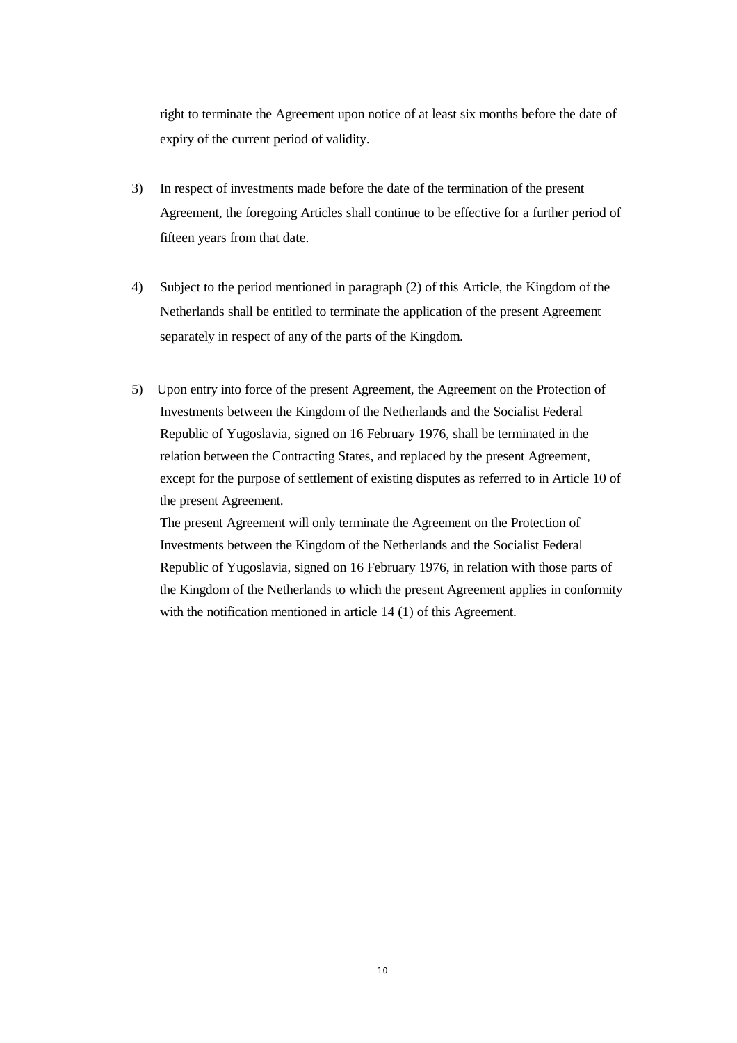right to terminate the Agreement upon notice of at least six months before the date of expiry of the current period of validity.

3) In respect of investments made before the date of the termination of the present Agreement, the foregoing Articles shall continue to be effective for a further period of fifteen years from that date.

4) Subject to the period mentioned in paragraph (2) of this Article, the Kingdom of the Netherlands shall be entitled to terminate the application of the present Agreement separately in respect of any of the parts of the Kingdom.

5) Upon entry into force of the present Agreement, the Agreement on the Protection of Investments between the Kingdom of the Netherlands and the Socialist Federal Republic of Yugoslavia, signed on 16 February 1976, shall be terminated in the relation between the Contracting States, and replaced by the present Agreement, except for the purpose of settlement of existing disputes as referred to in Article 10 of the present Agreement.

The present Agreement will only terminate the Agreement on the Protection of Investments between the Kingdom of the Netherlands and the Socialist Federal Republic of Yugoslavia, signed on 16 February 1976, in relation with those parts of the Kingdom of the Netherlands to which the present Agreement applies in conformity with the notification mentioned in article 14 (1) of this Agreement.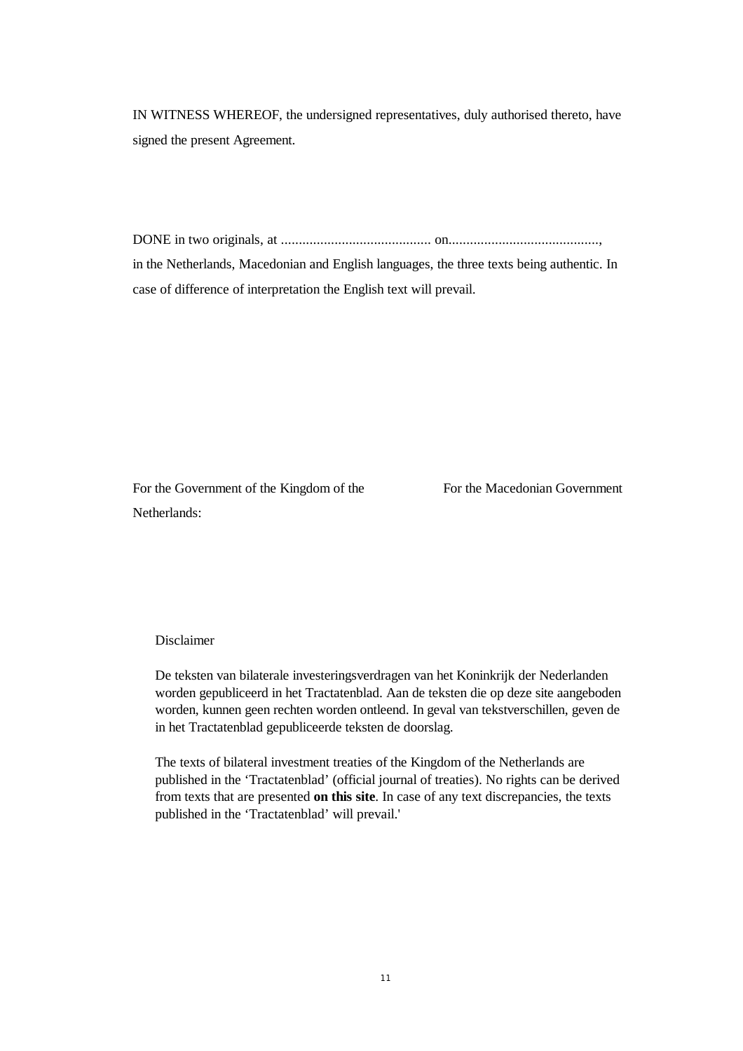IN WITNESS WHEREOF, the undersigned representatives, duly authorised thereto, have signed the present Agreement.

DONE in two originals, at .......................................... on.........................................., in the Netherlands, Macedonian and English languages, the three texts being authentic. In case of difference of interpretation the English text will prevail.

For the Government of the Kingdom of the Netherlands:

For the Macedonian Government

Disclaimer

De teksten van bilaterale investeringsverdragen van het Koninkrijk der Nederlanden worden gepubliceerd in het Tractatenblad. Aan de teksten die op deze site aangeboden worden, kunnen geen rechten worden ontleend. In geval van tekstverschillen, geven de in het Tractatenblad gepubliceerde teksten de doorslag.

The texts of bilateral investment treaties of the Kingdom of the Netherlands are published in the 'Tractatenblad' (official journal of treaties). No rights can be derived from texts that are presented **on this site**. In case of any text discrepancies, the texts published in the 'Tractatenblad' will prevail.'